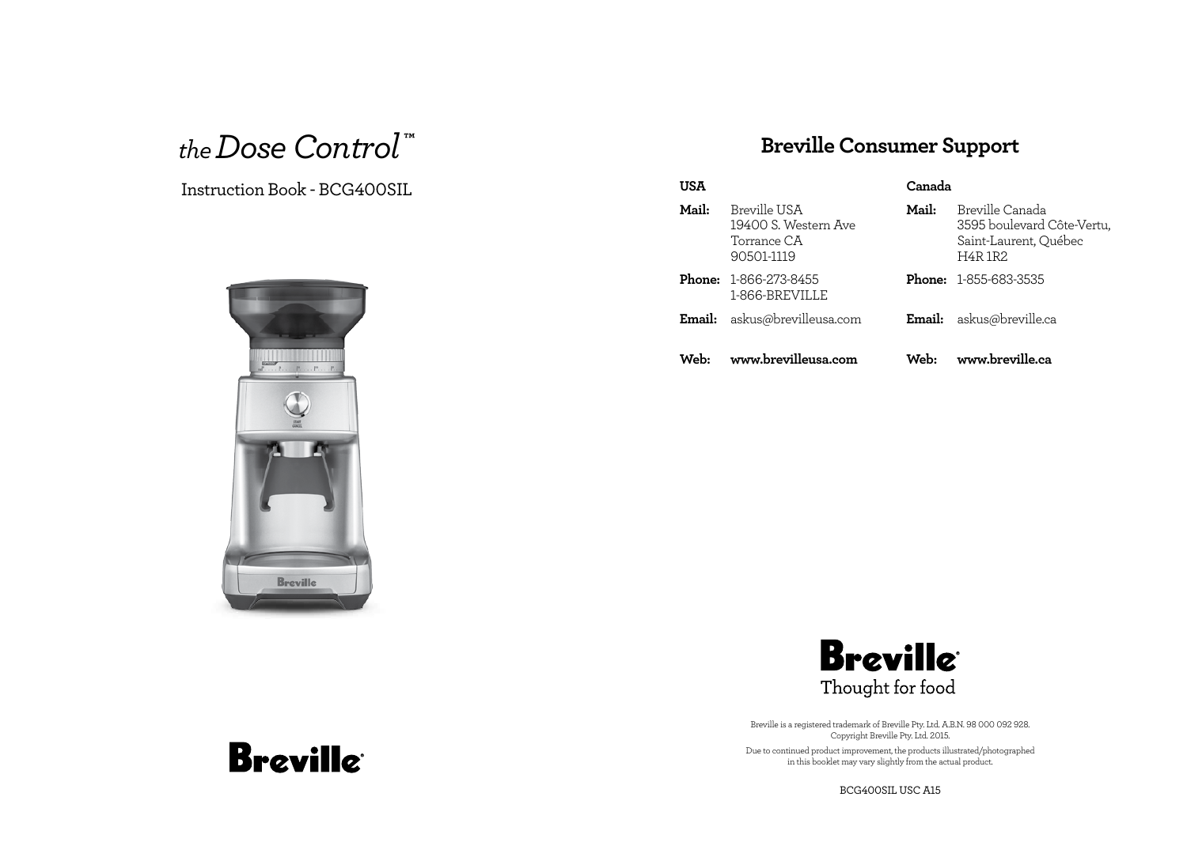# *the* Dose Control™

Instruction Book - BCG400SIL

Breville

## Breville Consumer Support

| USA | | Canada | |
|---|---|---|---|
| **Mail:** | Breville USA<br>19400 S. Western Ave<br>Torrance CA<br>90501-1119 | **Mail:** | Breville Canada<br>3595 boulevard Côte-Vertu,<br>Saint-Laurent, Québec<br>H4R 1R2 |
| **Phone:** | 1-866-273-8455<br>1-866-BREVILLE | **Phone:** | 1-855-683-3535 |
| **Email:** | askus@brevilleusa.com | **Email:** | askus@breville.ca |
| **Web:** | **www.brevilleusa.com** | **Web:** | **www.breville.ca** |

**Breville®**

Thought for food

Breville is a registered trademark of Breville Pty. Ltd. A.B.N. 98 000 092 928.
Copyright Breville Pty. Ltd. 2015.

Due to continued product improvement, the products illustrated/photographed in this booklet may vary slightly from the actual product.

BCG400SIL USC A15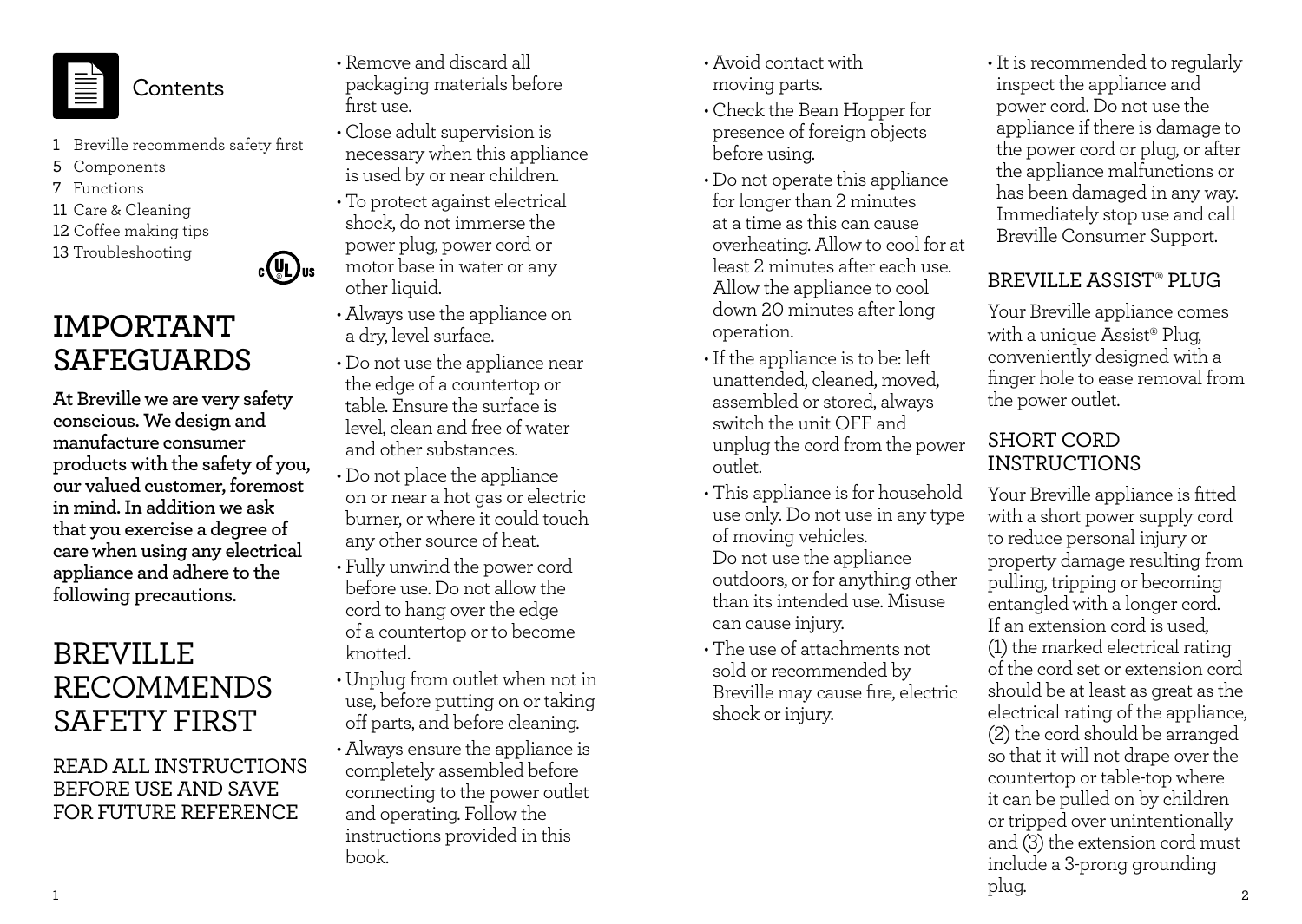## Contents

1 Breville recommends safety first
5 Components
7 Functions
11 Care & Cleaning
12 Coffee making tips
13 Troubleshooting

# IMPORTANT SAFEGUARDS

**At Breville we are very safety conscious. We design and manufacture consumer products with the safety of you, our valued customer, foremost in mind. In addition we ask that you exercise a degree of care when using any electrical appliance and adhere to the following precautions.**

# BREVILLE RECOMMENDS SAFETY FIRST

## READ ALL INSTRUCTIONS BEFORE USE AND SAVE FOR FUTURE REFERENCE

- Remove and discard all packaging materials before first use.
- Close adult supervision is necessary when this appliance is used by or near children.
- To protect against electrical shock, do not immerse the power plug, power cord or motor base in water or any other liquid.
- Always use the appliance on a dry, level surface.
- Do not use the appliance near the edge of a countertop or table. Ensure the surface is level, clean and free of water and other substances.
- Do not place the appliance on or near a hot gas or electric burner, or where it could touch any other source of heat.
- Fully unwind the power cord before use. Do not allow the cord to hang over the edge of a countertop or to become knotted.
- Unplug from outlet when not in use, before putting on or taking off parts, and before cleaning.
- Always ensure the appliance is completely assembled before connecting to the power outlet and operating. Follow the instructions provided in this book.
- Avoid contact with moving parts.
- Check the Bean Hopper for presence of foreign objects before using.
- Do not operate this appliance for longer than 2 minutes at a time as this can cause overheating. Allow to cool for at least 2 minutes after each use. Allow the appliance to cool down 20 minutes after long operation.
- If the appliance is to be: left unattended, cleaned, moved, assembled or stored, always switch the unit OFF and unplug the cord from the power outlet.
- This appliance is for household use only. Do not use in any type of moving vehicles. Do not use the appliance outdoors, or for anything other than its intended use. Misuse can cause injury.
- The use of attachments not sold or recommended by Breville may cause fire, electric shock or injury.
- It is recommended to regularly inspect the appliance and power cord. Do not use the appliance if there is damage to the power cord or plug, or after the appliance malfunctions or has been damaged in any way. Immediately stop use and call Breville Consumer Support.

## BREVILLE ASSIST® PLUG

Your Breville appliance comes with a unique Assist® Plug, conveniently designed with a finger hole to ease removal from the power outlet.

## SHORT CORD INSTRUCTIONS

Your Breville appliance is fitted with a short power supply cord to reduce personal injury or property damage resulting from pulling, tripping or becoming entangled with a longer cord. If an extension cord is used, (1) the marked electrical rating of the cord set or extension cord should be at least as great as the electrical rating of the appliance, (2) the cord should be arranged so that it will not drape over the countertop or table-top where it can be pulled on by children or tripped over unintentionally and (3) the extension cord must include a 3-prong grounding plug.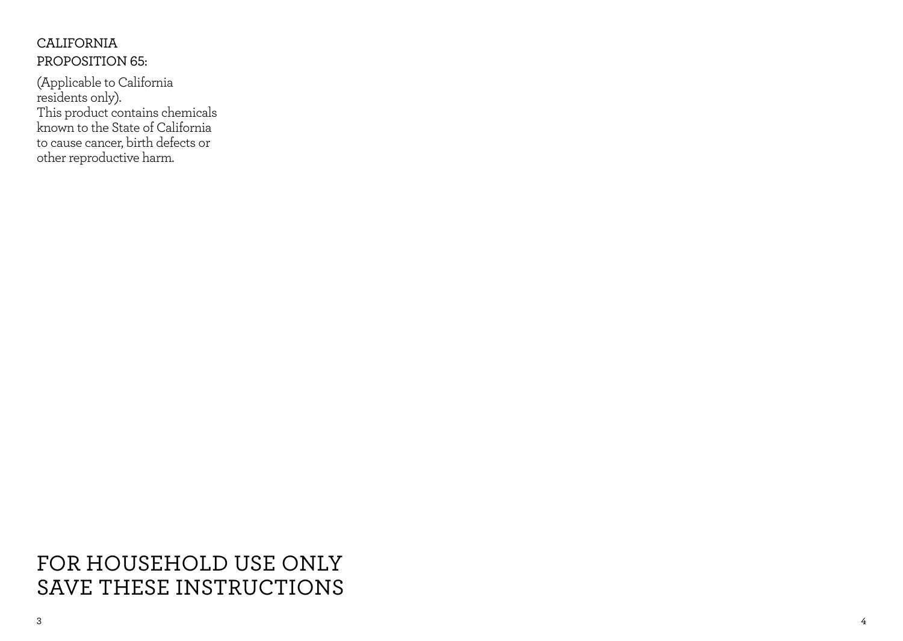## CALIFORNIA PROPOSITION 65:

(Applicable to California residents only).
This product contains chemicals known to the State of California to cause cancer, birth defects or other reproductive harm.

# FOR HOUSEHOLD USE ONLY SAVE THESE INSTRUCTIONS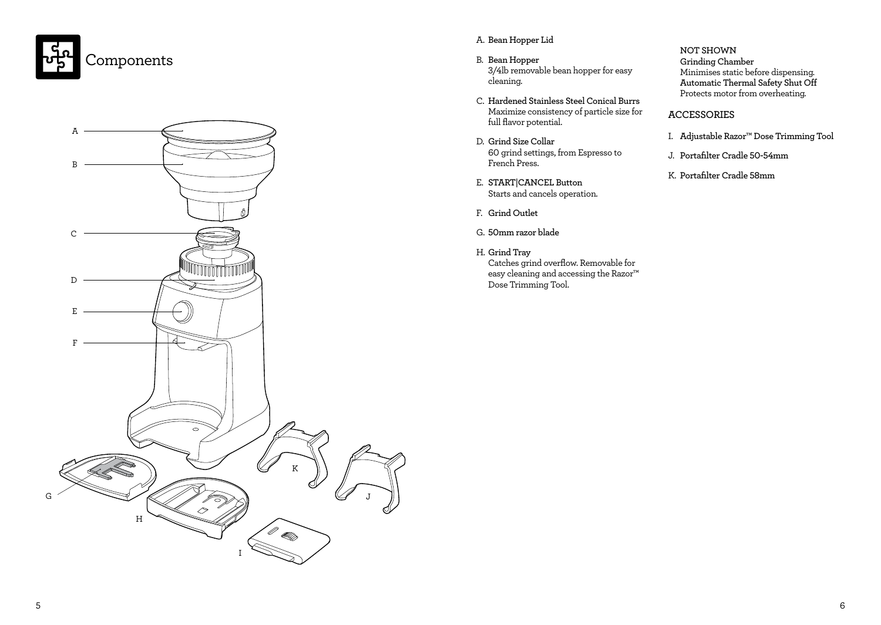# Components

A. **Bean Hopper Lid**

B. **Bean Hopper**
3/4lb removable bean hopper for easy cleaning.

C. **Hardened Stainless Steel Conical Burrs**
Maximize consistency of particle size for full flavor potential.

D. **Grind Size Collar**
60 grind settings, from Espresso to French Press.

E. **START|CANCEL Button**
Starts and cancels operation.

F. **Grind Outlet**

G. **50mm razor blade**

H. **Grind Tray**
Catches grind overflow. Removable for easy cleaning and accessing the Razor™ Dose Trimming Tool.

**NOT SHOWN**

**Grinding Chamber**
Minimises static before dispensing.

**Automatic Thermal Safety Shut Off**
Protects motor from overheating.

## ACCESSORIES

I. **Adjustable Razor™ Dose Trimming Tool**

J. **Portafilter Cradle 50-54mm**

K. **Portafilter Cradle 58mm**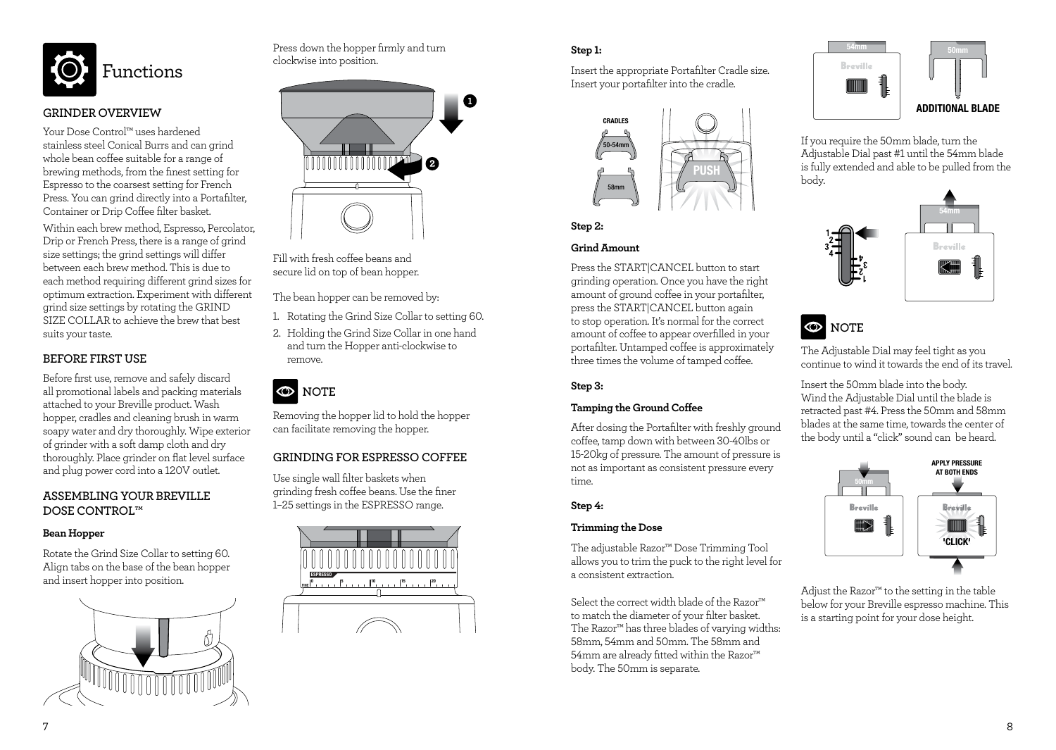# Functions

## GRINDER OVERVIEW

Your Dose Control™ uses hardened stainless steel Conical Burrs and can grind whole bean coffee suitable for a range of brewing methods, from the finest setting for Espresso to the coarsest setting for French Press. You can grind directly into a Portafilter, Container or Drip Coffee filter basket.

Within each brew method, Espresso, Percolator, Drip or French Press, there is a range of grind size settings; the grind settings will differ between each brew method. This is due to each method requiring different grind sizes for optimum extraction. Experiment with different grind size settings by rotating the GRIND SIZE COLLAR to achieve the brew that best suits your taste.

## BEFORE FIRST USE

Before first use, remove and safely discard all promotional labels and packing materials attached to your Breville product. Wash hopper, cradles and cleaning brush in warm soapy water and dry thoroughly. Wipe exterior of grinder with a soft damp cloth and dry thoroughly. Place grinder on flat level surface and plug power cord into a 120V outlet.

## ASSEMBLING YOUR BREVILLE DOSE CONTROL™

**Bean Hopper**

Rotate the Grind Size Collar to setting 60. Align tabs on the base of the bean hopper and insert hopper into position.

Press down the hopper firmly and turn clockwise into position.

Fill with fresh coffee beans and secure lid on top of bean hopper.

The bean hopper can be removed by:

1. Rotating the Grind Size Collar to setting 60.
2. Holding the Grind Size Collar in one hand and turn the Hopper anti-clockwise to remove.

### NOTE

Removing the hopper lid to hold the hopper can facilitate removing the hopper.

## GRINDING FOR ESPRESSO COFFEE

Use single wall filter baskets when grinding fresh coffee beans. Use the finer 1–25 settings in the ESPRESSO range.

**Step 1:**

Insert the appropriate Portafilter Cradle size. Insert your portafilter into the cradle.

**Step 2:**

**Grind Amount**

Press the START|CANCEL button to start grinding operation. Once you have the right amount of ground coffee in your portafilter, press the START|CANCEL button again to stop operation. It's normal for the correct amount of coffee to appear overfilled in your portafilter. Untamped coffee is approximately three times the volume of tamped coffee.

**Step 3:**

**Tamping the Ground Coffee**

After dosing the Portafilter with freshly ground coffee, tamp down with between 30-40lbs or 15-20kg of pressure. The amount of pressure is not as important as consistent pressure every time.

**Step 4:**

**Trimming the Dose**

The adjustable Razor™ Dose Trimming Tool allows you to trim the puck to the right level for a consistent extraction.

Select the correct width blade of the Razor™ to match the diameter of your filter basket. The Razor™ has three blades of varying widths: 58mm, 54mm and 50mm. The 58mm and 54mm are already fitted within the Razor™ body. The 50mm is separate.

If you require the 50mm blade, turn the Adjustable Dial past #1 until the 54mm blade is fully extended and able to be pulled from the body.

### NOTE

The Adjustable Dial may feel tight as you continue to wind it towards the end of its travel.

Insert the 50mm blade into the body. Wind the Adjustable Dial until the blade is retracted past #4. Press the 50mm and 58mm blades at the same time, towards the center of the body until a "click" sound can be heard.

Adjust the Razor™ to the setting in the table below for your Breville espresso machine. This is a starting point for your dose height.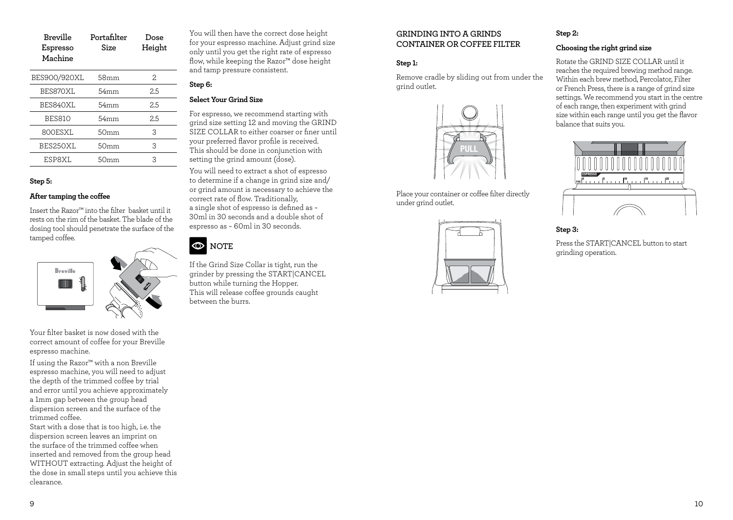| Breville Espresso Machine | Portafilter Size | Dose Height |
|---|---|---|
| BES900/920XL | 58mm | 2 |
| BES870XL | 54mm | 2.5 |
| BES840XL | 54mm | 2.5 |
| BES810 | 54mm | 2.5 |
| 800ESXL | 50mm | 3 |
| BES250XL | 50mm | 3 |
| ESP8XL | 50mm | 3 |

**Step 5:**

**After tamping the coffee**

Insert the Razor™ into the filter basket until it rests on the rim of the basket. The blade of the dosing tool should penetrate the surface of the tamped coffee.

Your filter basket is now dosed with the correct amount of coffee for your Breville espresso machine.

If using the Razor™ with a non Breville espresso machine, you will need to adjust the depth of the trimmed coffee by trial and error until you achieve approximately a 1mm gap between the group head dispersion screen and the surface of the trimmed coffee.

Start with a dose that is too high, i.e. the dispersion screen leaves an imprint on the surface of the trimmed coffee when inserted and removed from the group head WITHOUT extracting. Adjust the height of the dose in small steps until you achieve this clearance.

You will then have the correct dose height for your espresso machine. Adjust grind size only until you get the right rate of espresso flow, while keeping the Razor™ dose height and tamp pressure consistent.

**Step 6:**

**Select Your Grind Size**

For espresso, we recommend starting with grind size setting 12 and moving the GRIND SIZE COLLAR to either coarser or finer until your preferred flavor profile is received. This should be done in conjunction with setting the grind amount (dose).

You will need to extract a shot of espresso to determine if a change in grind size and/or grind amount is necessary to achieve the correct rate of flow. Traditionally, a single shot of espresso is defined as ~ 30ml in 30 seconds and a double shot of espresso as ~ 60ml in 30 seconds.

**NOTE**

If the Grind Size Collar is tight, run the grinder by pressing the START|CANCEL button while turning the Hopper. This will release coffee grounds caught between the burrs.

## GRINDING INTO A GRINDS CONTAINER OR COFFEE FILTER

**Step 1:**

Remove cradle by sliding out from under the grind outlet.

Place your container or coffee filter directly under grind outlet.

**Step 2:**

**Choosing the right grind size**

Rotate the GRIND SIZE COLLAR until it reaches the required brewing method range. Within each brew method, Percolator, Filter or French Press, there is a range of grind size settings. We recommend you start in the centre of each range, then experiment with grind size within each range until you get the flavor balance that suits you.

**Step 3:**

Press the START|CANCEL button to start grinding operation.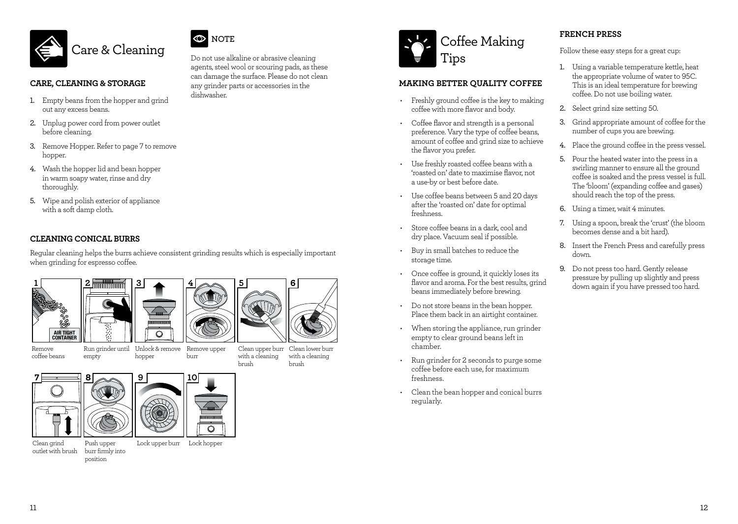# Care & Cleaning

## CARE, CLEANING & STORAGE

1. Empty beans from the hopper and grind out any excess beans.
2. Unplug power cord from power outlet before cleaning.
3. Remove Hopper. Refer to page 7 to remove hopper.
4. Wash the hopper lid and bean hopper in warm soapy water, rinse and dry thoroughly.
5. Wipe and polish exterior of appliance with a soft damp cloth.

**NOTE**

Do not use alkaline or abrasive cleaning agents, steel wool or scouring pads, as these can damage the surface. Please do not clean any grinder parts or accessories in the dishwasher.

## CLEANING CONICAL BURRS

Regular cleaning helps the burrs achieve consistent grinding results which is especially important when grinding for espresso coffee.

1. Remove coffee beans
2. Run grinder until empty
3. Unlock & remove hopper
4. Remove upper burr
5. Clean upper burr with a cleaning brush
6. Clean lower burr with a cleaning brush
7. Clean grind outlet with brush
8. Push upper burr firmly into position
9. Lock upper burr
10. Lock hopper

# Coffee Making Tips

## MAKING BETTER QUALITY COFFEE

- Freshly ground coffee is the key to making coffee with more flavor and body.
- Coffee flavor and strength is a personal preference. Vary the type of coffee beans, amount of coffee and grind size to achieve the flavor you prefer.
- Use freshly roasted coffee beans with a 'roasted on' date to maximise flavor, not a use-by or best before date.
- Use coffee beans between 5 and 20 days after the 'roasted on' date for optimal freshness.
- Store coffee beans in a dark, cool and dry place. Vacuum seal if possible.
- Buy in small batches to reduce the storage time.
- Once coffee is ground, it quickly loses its flavor and aroma. For the best results, grind beans immediately before brewing.
- Do not store beans in the bean hopper. Place them back in an airtight container.
- When storing the appliance, run grinder empty to clear ground beans left in chamber.
- Run grinder for 2 seconds to purge some coffee before each use, for maximum freshness.
- Clean the bean hopper and conical burrs regularly.

## FRENCH PRESS

Follow these easy steps for a great cup:

1. Using a variable temperature kettle, heat the appropriate volume of water to 95C. This is an ideal temperature for brewing coffee. Do not use boiling water.
2. Select grind size setting 50.
3. Grind appropriate amount of coffee for the number of cups you are brewing.
4. Place the ground coffee in the press vessel.
5. Pour the heated water into the press in a swirling manner to ensure all the ground coffee is soaked and the press vessel is full. The 'bloom' (expanding coffee and gases) should reach the top of the press.
6. Using a timer, wait 4 minutes.
7. Using a spoon, break the 'crust' (the bloom becomes dense and a bit hard).
8. Insert the French Press and carefully press down.
9. Do not press too hard. Gently release pressure by pulling up slightly and press down again if you have pressed too hard.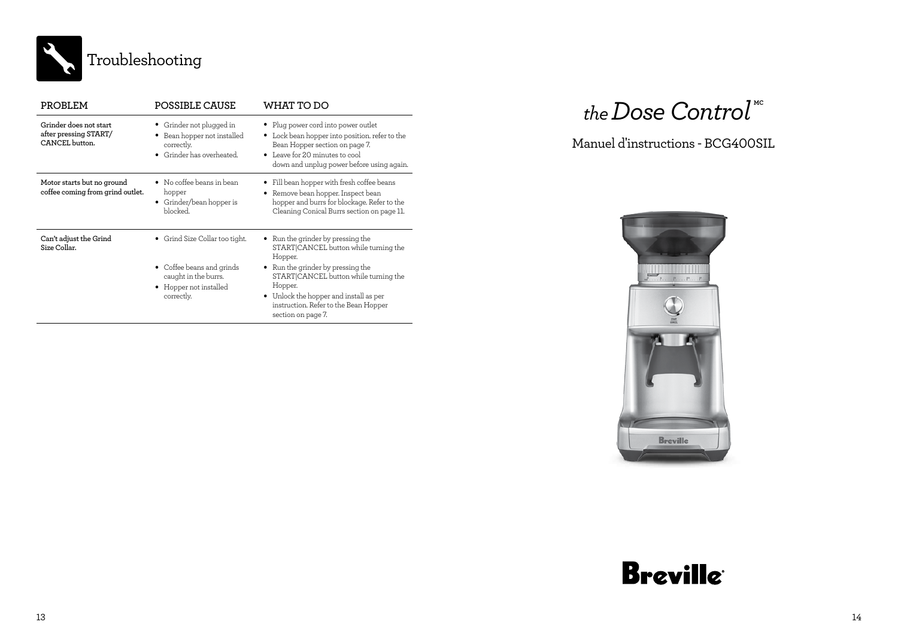# Troubleshooting

| PROBLEM | POSSIBLE CAUSE | WHAT TO DO |
| --- | --- | --- |
| **Grinder does not start after pressing START/ CANCEL button.** | • Grinder not plugged in<br>• Bean hopper not installed correctly.<br>• Grinder has overheated. | • Plug power cord into power outlet<br>• Lock bean hopper into position. refer to the Bean Hopper section on page 7.<br>• Leave for 20 minutes to cool down and unplug power before using again. |
| **Motor starts but no ground coffee coming from grind outlet.** | • No coffee beans in bean hopper<br>• Grinder/bean hopper is blocked. | • Fill bean hopper with fresh coffee beans<br>• Remove bean hopper. Inspect bean hopper and burrs for blockage. Refer to the Cleaning Conical Burrs section on page 11. |
| **Can't adjust the Grind Size Collar.** | • Grind Size Collar too tight.<br>• Coffee beans and grinds caught in the burrs.<br>• Hopper not installed correctly. | • Run the grinder by pressing the START\|CANCEL button while turning the Hopper.<br>• Run the grinder by pressing the START\|CANCEL button while turning the Hopper.<br>• Unlock the hopper and install as per instruction. Refer to the Bean Hopper section on page 7. |

# *the Dose Control*™

## Manuel d'instructions - BCG400SIL

Breville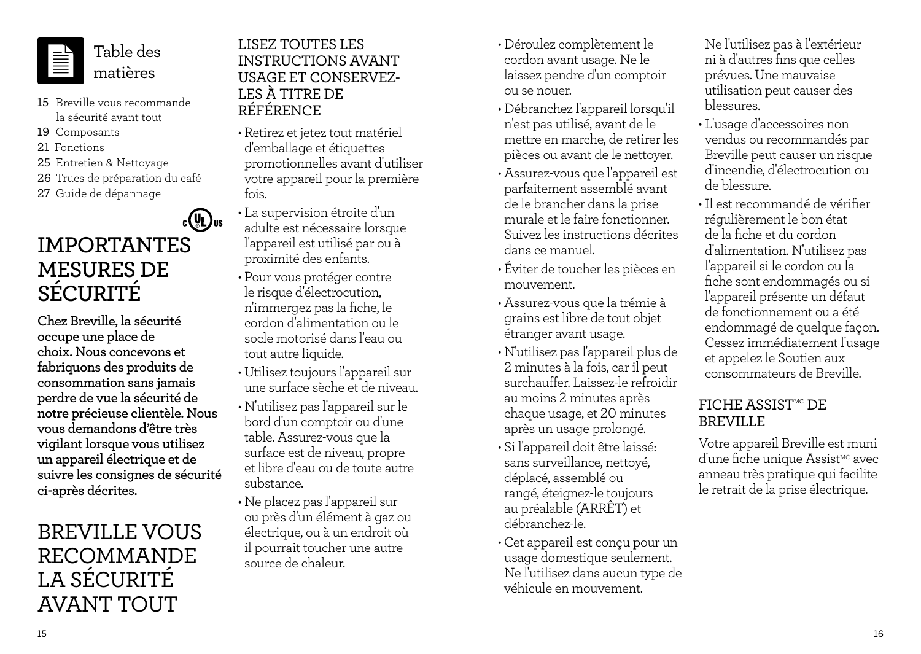# Table des matières

15 Breville vous recommande la sécurité avant tout
19 Composants
21 Fonctions
25 Entretien & Nettoyage
26 Trucs de préparation du café
27 Guide de dépannage

# IMPORTANTES MESURES DE SÉCURITÉ

**Chez Breville, la sécurité occupe une place de choix. Nous concevons et fabriquons des produits de consommation sans jamais perdre de vue la sécurité de notre précieuse clientèle. Nous vous demandons d'être très vigilant lorsque vous utilisez un appareil électrique et de suivre les consignes de sécurité ci-après décrites.**

# BREVILLE VOUS RECOMMANDE LA SÉCURITÉ AVANT TOUT

## LISEZ TOUTES LES INSTRUCTIONS AVANT USAGE ET CONSERVEZ-LES À TITRE DE RÉFÉRENCE

- Retirez et jetez tout matériel d'emballage et étiquettes promotionnelles avant d'utiliser votre appareil pour la première fois.
- La supervision étroite d'un adulte est nécessaire lorsque l'appareil est utilisé par ou à proximité des enfants.
- Pour vous protéger contre le risque d'électrocution, n'immergez pas la fiche, le cordon d'alimentation ou le socle motorisé dans l'eau ou tout autre liquide.
- Utilisez toujours l'appareil sur une surface sèche et de niveau.
- N'utilisez pas l'appareil sur le bord d'un comptoir ou d'une table. Assurez-vous que la surface est de niveau, propre et libre d'eau ou de toute autre substance.
- Ne placez pas l'appareil sur ou près d'un élément à gaz ou électrique, ou à un endroit où il pourrait toucher une autre source de chaleur.
- Déroulez complètement le cordon avant usage. Ne le laissez pendre d'un comptoir ou se nouer.
- Débranchez l'appareil lorsqu'il n'est pas utilisé, avant de le mettre en marche, de retirer les pièces ou avant de le nettoyer.
- Assurez-vous que l'appareil est parfaitement assemblé avant de le brancher dans la prise murale et le faire fonctionner. Suivez les instructions décrites dans ce manuel.
- Éviter de toucher les pièces en mouvement.
- Assurez-vous que la trémie à grains est libre de tout objet étranger avant usage.
- N'utilisez pas l'appareil plus de 2 minutes à la fois, car il peut surchauffer. Laissez-le refroidir au moins 2 minutes après chaque usage, et 20 minutes après un usage prolongé.
- Si l'appareil doit être laissé: sans surveillance, nettoyé, déplacé, assemblé ou rangé, éteignez-le toujours au préalable (ARRÊT) et débranchez-le.
- Cet appareil est conçu pour un usage domestique seulement. Ne l'utilisez dans aucun type de véhicule en mouvement. Ne l'utilisez pas à l'extérieur ni à d'autres fins que celles prévues. Une mauvaise utilisation peut causer des blessures.
- L'usage d'accessoires non vendus ou recommandés par Breville peut causer un risque d'incendie, d'électrocution ou de blessure.
- Il est recommandé de vérifier régulièrement le bon état de la fiche et du cordon d'alimentation. N'utilisez pas l'appareil si le cordon ou la fiche sont endommagés ou si l'appareil présente un défaut de fonctionnement ou a été endommagé de quelque façon. Cessez immédiatement l'usage et appelez le Soutien aux consommateurs de Breville.

## FICHE ASSIST[MC] DE BREVILLE

Votre appareil Breville est muni d'une fiche unique Assist[MC] avec anneau très pratique qui facilite le retrait de la prise électrique.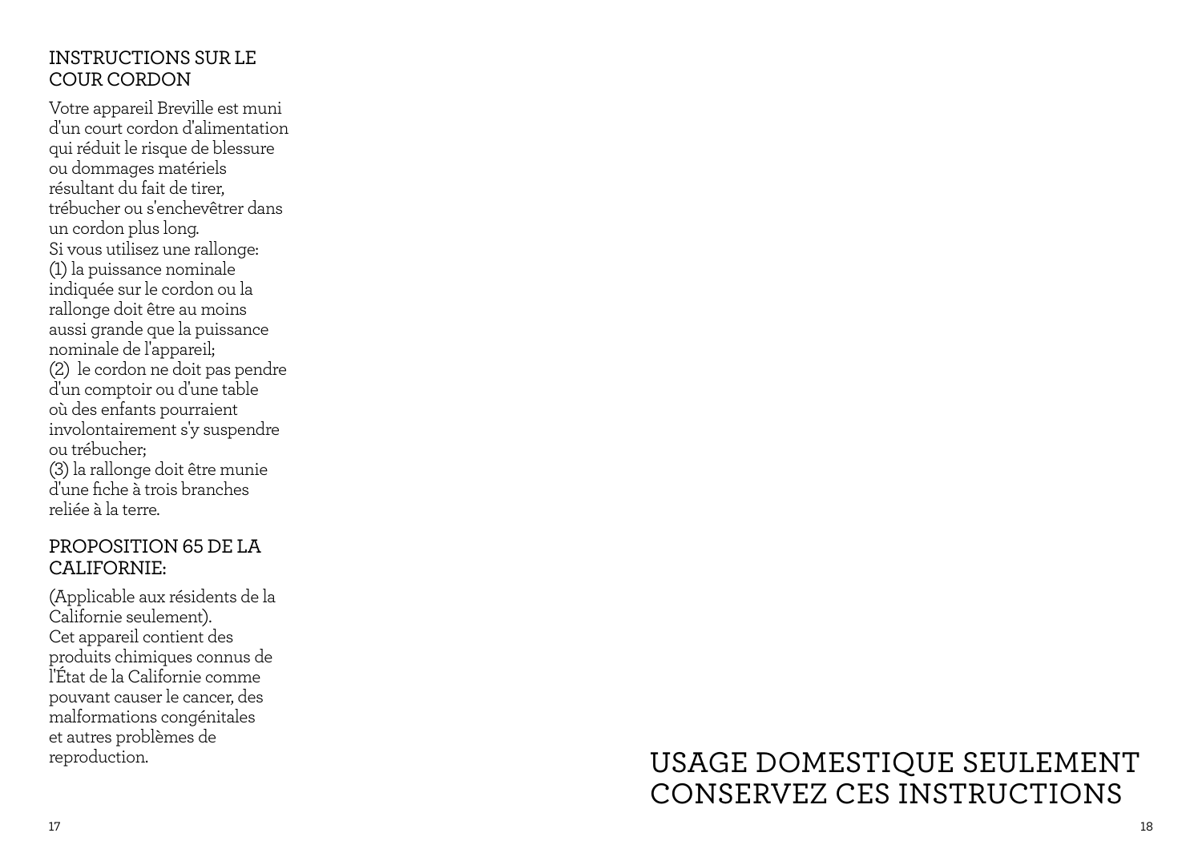## INSTRUCTIONS SUR LE COUR CORDON

Votre appareil Breville est muni d'un court cordon d'alimentation qui réduit le risque de blessure ou dommages matériels résultant du fait de tirer, trébucher ou s'enchevêtrer dans un cordon plus long.

Si vous utilisez une rallonge:
(1) la puissance nominale indiquée sur le cordon ou la rallonge doit être au moins aussi grande que la puissance nominale de l'appareil;
(2) le cordon ne doit pas pendre d'un comptoir ou d'une table où des enfants pourraient involontairement s'y suspendre ou trébucher;
(3) la rallonge doit être munie d'une fiche à trois branches reliée à la terre.

## PROPOSITION 65 DE LA CALIFORNIE:

(Applicable aux résidents de la Californie seulement).
Cet appareil contient des produits chimiques connus de l'État de la Californie comme pouvant causer le cancer, des malformations congénitales et autres problèmes de reproduction.

# USAGE DOMESTIQUE SEULEMENT
# CONSERVEZ CES INSTRUCTIONS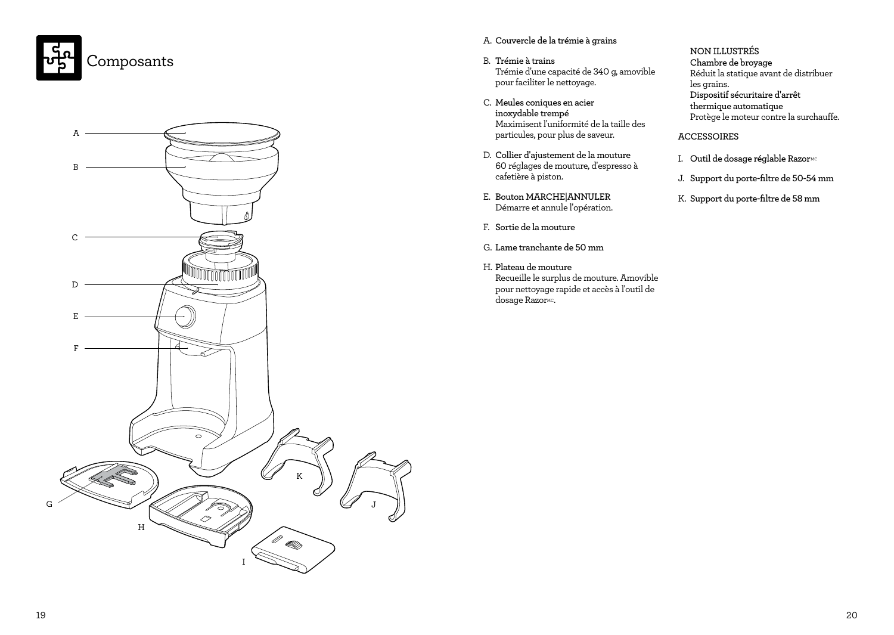# Composants

A. **Couvercle de la trémie à grains**

B. **Trémie à trains**
Trémie d'une capacité de 340 g, amovible pour faciliter le nettoyage.

C. **Meules coniques en acier inoxydable trempé**
Maximisent l'uniformité de la taille des particules, pour plus de saveur.

D. **Collier d'ajustement de la mouture**
60 réglages de mouture, d'espresso à cafetière à piston.

E. **Bouton MARCHE|ANNULER**
Démarre et annule l'opération.

F. **Sortie de la mouture**

G. **Lame tranchante de 50 mm**

H. **Plateau de mouture**
Recueille le surplus de mouture. Amovible pour nettoyage rapide et accès à l'outil de dosage RazorMC.

**NON ILLUSTRÉS**

**Chambre de broyage**
Réduit la statique avant de distribuer les grains.

**Dispositif sécuritaire d'arrêt thermique automatique**
Protège le moteur contre la surchauffe.

ACCESSOIRES

I. **Outil de dosage réglable RazorMC**

J. **Support du porte-filtre de 50-54 mm**

K. **Support du porte-filtre de 58 mm**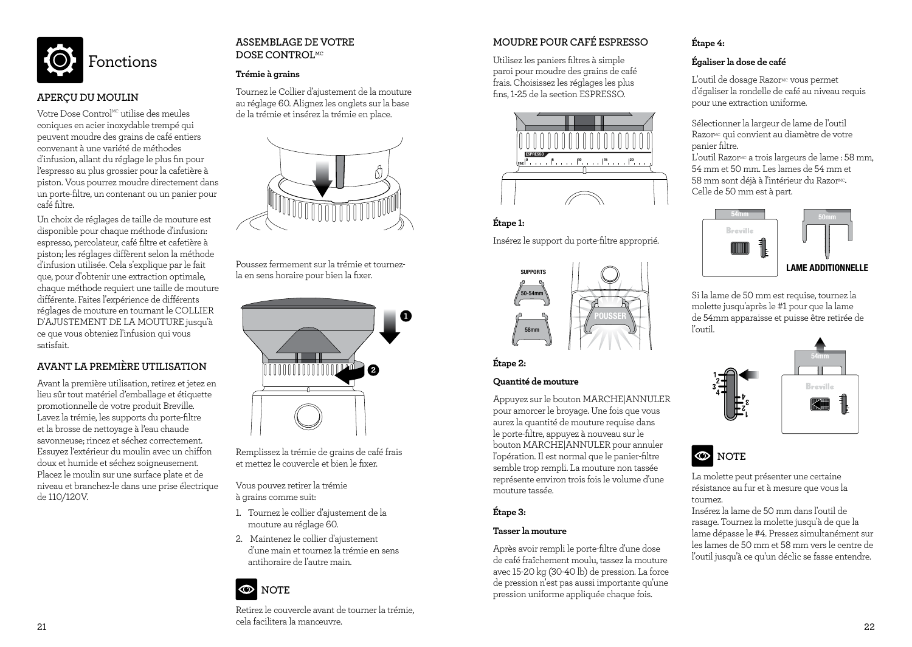# Fonctions

## APERÇU DU MOULIN

Votre Dose Control[MC] utilise des meules coniques en acier inoxydable trempé qui peuvent moudre des grains de café entiers convenant à une variété de méthodes d'infusion, allant du réglage le plus fin pour l'espresso au plus grossier pour la cafetière à piston. Vous pourrez moudre directement dans un porte-filtre, un contenant ou un panier pour café filtre.

Un choix de réglages de taille de mouture est disponible pour chaque méthode d'infusion: espresso, percolateur, café filtre et cafetière à piston; les réglages diffèrent selon la méthode d'infusion utilisée. Cela s'explique par le fait que, pour d'obtenir une extraction optimale, chaque méthode requiert une taille de mouture différente. Faites l'expérience de différents réglages de mouture en tournant le COLLIER D'AJUSTEMENT DE LA MOUTURE jusqu'à ce que vous obteniez l'infusion qui vous satisfait.

## AVANT LA PREMIÈRE UTILISATION

Avant la première utilisation, retirez et jetez en lieu sûr tout matériel d'emballage et étiquette promotionnelle de votre produit Breville. Lavez la trémie, les supports du porte-filtre et la brosse de nettoyage à l'eau chaude savonneuse; rincez et séchez correctement. Essuyez l'extérieur du moulin avec un chiffon doux et humide et séchez soigneusement. Placez le moulin sur une surface plate et de niveau et branchez-le dans une prise électrique de 110/120V.

## ASSEMBLAGE DE VOTRE DOSE CONTROL[MC]

**Trémie à grains**

Tournez le Collier d'ajustement de la mouture au réglage 60. Alignez les onglets sur la base de la trémie et insérez la trémie en place.

Poussez fermement sur la trémie et tournez-la en sens horaire pour bien la fixer.

Remplissez la trémie de grains de café frais et mettez le couvercle et bien le fixer.

Vous pouvez retirer la trémie à grains comme suit:

1. Tournez le collier d'ajustement de la mouture au réglage 60.
2. Maintenez le collier d'ajustement d'une main et tournez la trémie en sens antihoraire de l'autre main.

**NOTE**

Retirez le couvercle avant de tourner la trémie, cela facilitera la manœuvre.

## MOUDRE POUR CAFÉ ESPRESSO

Utilisez les paniers filtres à simple paroi pour moudre des grains de café frais. Choisissez les réglages les plus fins, 1-25 de la section ESPRESSO.

**Étape 1:**

Insérez le support du porte-filtre approprié.

**Étape 2:**

**Quantité de mouture**

Appuyez sur le bouton MARCHE|ANNULER pour amorcer le broyage. Une fois que vous aurez la quantité de mouture requise dans le porte-filtre, appuyez à nouveau sur le bouton MARCHE|ANNULER pour annuler l'opération. Il est normal que le panier-filtre semble trop rempli. La mouture non tassée représente environ trois fois le volume d'une mouture tassée.

**Étape 3:**

**Tasser la mouture**

Après avoir rempli le porte-filtre d'une dose de café fraîchement moulu, tassez la mouture avec 15-20 kg (30-40 lb) de pression. La force de pression n'est pas aussi importante qu'une pression uniforme appliquée chaque fois.

**Étape 4:**

**Égaliser la dose de café**

L'outil de dosage Razor[MC] vous permet d'égaliser la rondelle de café au niveau requis pour une extraction uniforme.

Sélectionner la largeur de lame de l'outil Razor[MC] qui convient au diamètre de votre panier filtre.
L'outil Razor[MC] a trois largeurs de lame : 58 mm, 54 mm et 50 mm. Les lames de 54 mm et 58 mm sont déjà à l'intérieur du Razor[MC]. Celle de 50 mm est à part.

LAME ADDITIONNELLE

Si la lame de 50 mm est requise, tournez la molette jusqu'après le #1 pour que la lame de 54mm apparaisse et puisse être retirée de l'outil.

**NOTE**

La molette peut présenter une certaine résistance au fur et à mesure que vous la tournez.
Insérez la lame de 50 mm dans l'outil de rasage. Tournez la molette jusqu'à de que la lame dépasse le #4. Pressez simultanément sur les lames de 50 mm et 58 mm vers le centre de l'outil jusqu'à ce qu'un déclic se fasse entendre.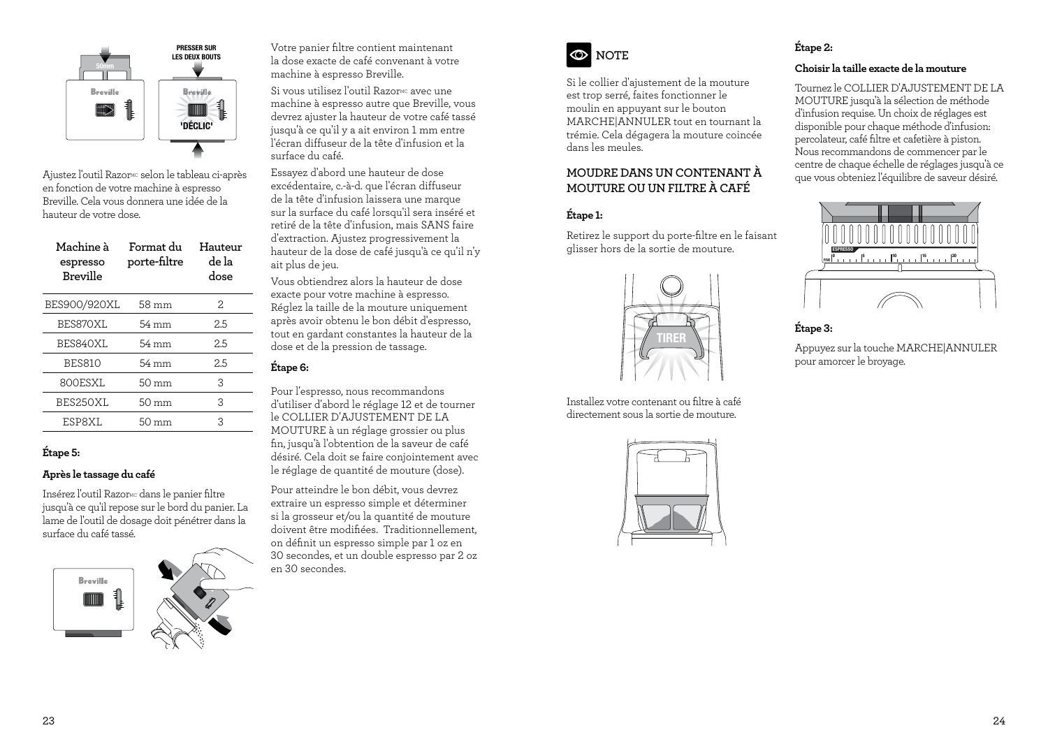Ajustez l'outil Razor MC selon le tableau ci-après en fonction de votre machine à espresso Breville. Cela vous donnera une idée de la hauteur de votre dose.

| Machine à espresso Breville | Format du porte-filtre | Hauteur de la dose |
| --- | --- | --- |
| BES900/920XL | 58 mm | 2 |
| BES870XL | 54 mm | 2.5 |
| BES840XL | 54 mm | 2.5 |
| BES810 | 54 mm | 2.5 |
| 800ESXL | 50 mm | 3 |
| BES250XL | 50 mm | 3 |
| ESP8XL | 50 mm | 3 |

**Étape 5:**

**Après le tassage du café**

Insérez l'outil Razor MC dans le panier filtre jusqu'à ce qu'il repose sur le bord du panier. La lame de l'outil de dosage doit pénétrer dans la surface du café tassé.

Votre panier filtre contient maintenant la dose exacte de café convenant à votre machine à espresso Breville.

Si vous utilisez l'outil Razor MC avec une machine à espresso autre que Breville, vous devrez ajuster la hauteur de votre café tassé jusqu'à ce qu'il y a ait environ 1 mm entre l'écran diffuseur de la tête d'infusion et la surface du café.

Essayez d'abord une hauteur de dose excédentaire, c.-à-d. que l'écran diffuseur de la tête d'infusion laissera une marque sur la surface du café lorsqu'il sera inséré et retiré de la tête d'infusion, mais SANS faire d'extraction. Ajustez progressivement la hauteur de la dose de café jusqu'à ce qu'il n'y ait plus de jeu.

Vous obtiendrez alors la hauteur de dose exacte pour votre machine à espresso. Réglez la taille de la mouture uniquement après avoir obtenu le bon débit d'espresso, tout en gardant constantes la hauteur de la dose et de la pression de tassage.

**Étape 6:**

Pour l'espresso, nous recommandons d'utiliser d'abord le réglage 12 et de tourner le COLLIER D'AJUSTEMENT DE LA MOUTURE à un réglage grossier ou plus fin, jusqu'à l'obtention de la saveur de café désiré. Cela doit se faire conjointement avec le réglage de quantité de mouture (dose).

Pour atteindre le bon débit, vous devrez extraire un espresso simple et déterminer si la grosseur et/ou la quantité de mouture doivent être modifiées. Traditionnellement, on définit un espresso simple par 1 oz en 30 secondes, et un double espresso par 2 oz en 30 secondes.

**NOTE**

Si le collier d'ajustement de la mouture est trop serré, faites fonctionner le moulin en appuyant sur le bouton MARCHE|ANNULER tout en tournant la trémie. Cela dégagera la mouture coincée dans les meules.

## MOUDRE DANS UN CONTENANT À MOUTURE OU UN FILTRE À CAFÉ

**Étape 1:**

Retirez le support du porte-filtre en le faisant glisser hors de la sortie de mouture.

Installez votre contenant ou filtre à café directement sous la sortie de mouture.

**Étape 2:**

**Choisir la taille exacte de la mouture**

Tournez le COLLIER D'AJUSTEMENT DE LA MOUTURE jusqu'à la sélection de méthode d'infusion requise. Un choix de réglages est disponible pour chaque méthode d'infusion: percolateur, café filtre et cafetière à piston. Nous recommandons de commencer par le centre de chaque échelle de réglages jusqu'à ce que vous obteniez l'équilibre de saveur désiré.

**Étape 3:**

Appuyez sur la touche MARCHE|ANNULER pour amorcer le broyage.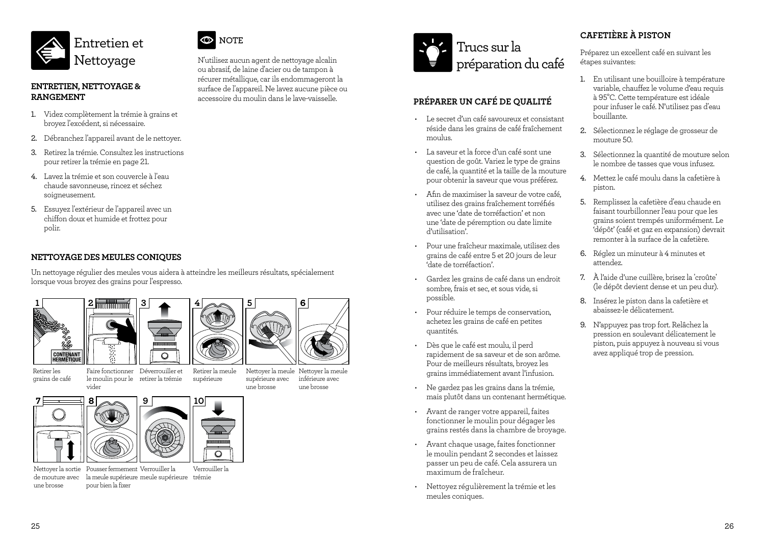# Entretien et Nettoyage

## ENTRETIEN, NETTOYAGE & RANGEMENT

1. Videz complètement la trémie à grains et broyez l'excédent, si nécessaire.
2. Débranchez l'appareil avant de le nettoyer.
3. Retirez la trémie. Consultez les instructions pour retirer la trémie en page 21.
4. Lavez la trémie et son couvercle à l'eau chaude savonneuse, rincez et séchez soigneusement.
5. Essuyez l'extérieur de l'appareil avec un chiffon doux et humide et frottez pour polir.

### NOTE

N'utilisez aucun agent de nettoyage alcalin ou abrasif, de laine d'acier ou de tampon à récurer métallique, car ils endommageront la surface de l'appareil. Ne lavez aucune pièce ou accessoire du moulin dans le lave-vaisselle.

## NETTOYAGE DES MEULES CONIQUES

Un nettoyage régulier des meules vous aidera à atteindre les meilleurs résultats, spécialement lorsque vous broyez des grains pour l'espresso.

1. Retirer les grains de café (CONTENANT HERMÉTIQUE)
2. Faire fonctionner le moulin pour le vider
3. Déverrouiller et retirer la trémie
4. Retirer la meule supérieure
5. Nettoyer la meule supérieure avec une brosse
6. Nettoyer la meule inférieure avec une brosse
7. Nettoyer la sortie de mouture avec une brosse
8. Pousser fermement la meule supérieure pour bien la fixer
9. Verrouiller la meule supérieure
10. Verrouiller la trémie

# Trucs sur la préparation du café

## PRÉPARER UN CAFÉ DE QUALITÉ

- Le secret d'un café savoureux et consistant réside dans les grains de café fraîchement moulus.
- La saveur et la force d'un café sont une question de goût. Variez le type de grains de café, la quantité et la taille de la mouture pour obtenir la saveur que vous préférez.
- Afin de maximiser la saveur de votre café, utilisez des grains fraîchement torréfiés avec une 'date de torréfaction' et non une 'date de péremption ou date limite d'utilisation'.
- Pour une fraîcheur maximale, utilisez des grains de café entre 5 et 20 jours de leur 'date de torréfaction'.
- Gardez les grains de café dans un endroit sombre, frais et sec, et sous vide, si possible.
- Pour réduire le temps de conservation, achetez les grains de café en petites quantités.
- Dès que le café est moulu, il perd rapidement de sa saveur et de son arôme. Pour de meilleurs résultats, broyez les grains immédiatement avant l'infusion.
- Ne gardez pas les grains dans la trémie, mais plutôt dans un contenant hermétique.
- Avant de ranger votre appareil, faites fonctionner le moulin pour dégager les grains restés dans la chambre de broyage.
- Avant chaque usage, faites fonctionner le moulin pendant 2 secondes et laissez passer un peu de café. Cela assurera un maximum de fraîcheur.
- Nettoyez régulièrement la trémie et les meules coniques.

## CAFETIÈRE À PISTON

Préparez un excellent café en suivant les étapes suivantes:

1. En utilisant une bouilloire à température variable, chauffez le volume d'eau requis à 95°C. Cette température est idéale pour infuser le café. N'utilisez pas d'eau bouillante.
2. Sélectionnez le réglage de grosseur de mouture 50.
3. Sélectionnez la quantité de mouture selon le nombre de tasses que vous infusez.
4. Mettez le café moulu dans la cafetière à piston.
5. Remplissez la cafetière d'eau chaude en faisant tourbillonner l'eau pour que les grains soient trempés uniformément. Le 'dépôt' (café et gaz en expansion) devrait remonter à la surface de la cafetière.
6. Réglez un minuteur à 4 minutes et attendez.
7. À l'aide d'une cuillère, brisez la 'croûte' (le dépôt devient dense et un peu dur).
8. Insérez le piston dans la cafetière et abaissez-le délicatement.
9. N'appuyez pas trop fort. Relâchez la pression en soulevant délicatement le piston, puis appuyez à nouveau si vous avez appliqué trop de pression.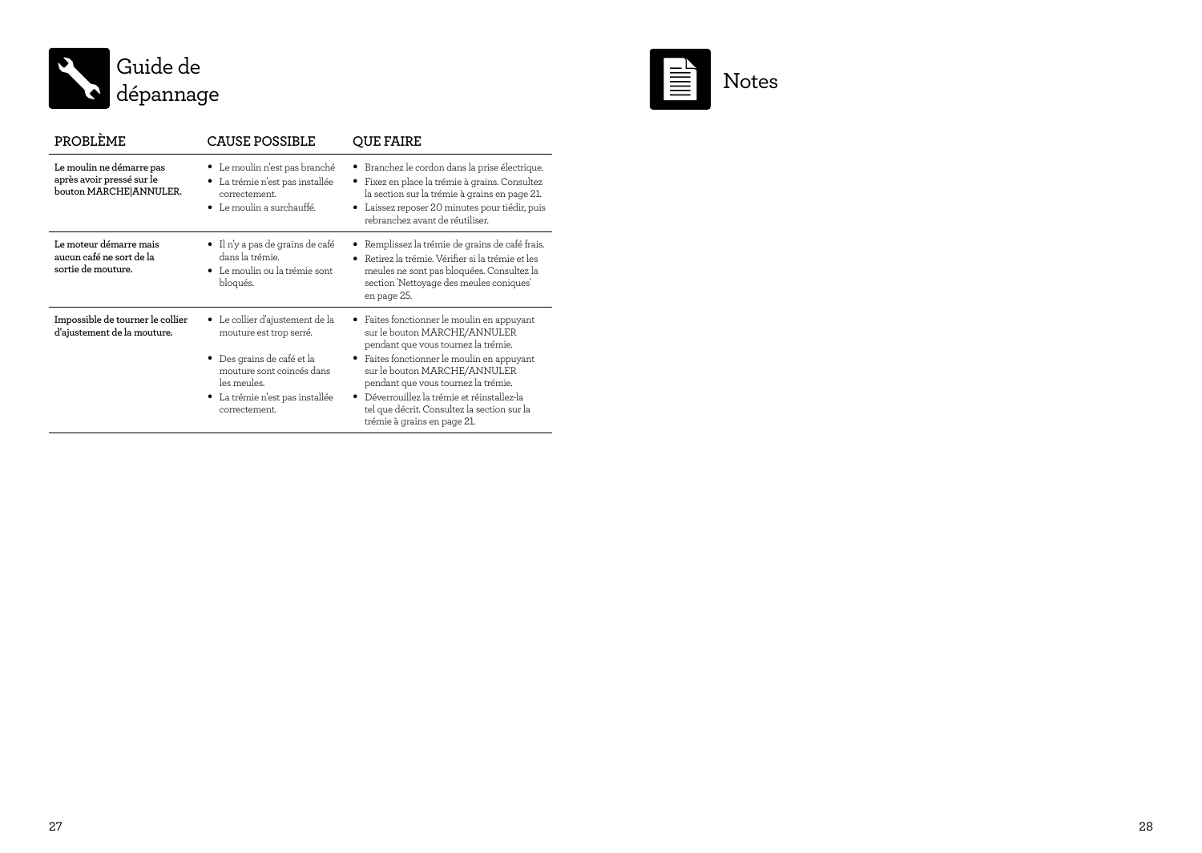# Guide de dépannage

| PROBLÈME | CAUSE POSSIBLE | QUE FAIRE |
|---|---|---|
| **Le moulin ne démarre pas après avoir pressé sur le bouton MARCHE\|ANNULER.** | • Le moulin n'est pas branché<br>• La trémie n'est pas installée correctement.<br>• Le moulin a surchauffé. | • Branchez le cordon dans la prise électrique.<br>• Fixez en place la trémie à grains. Consultez la section sur la trémie à grains en page 21.<br>• Laissez reposer 20 minutes pour tiédir, puis rebranchez avant de réutiliser. |
| **Le moteur démarre mais aucun café ne sort de la sortie de mouture.** | • Il n'y a pas de grains de café dans la trémie.<br>• Le moulin ou la trémie sont bloqués. | • Remplissez la trémie de grains de café frais.<br>• Retirez la trémie. Vérifier si la trémie et les meules ne sont pas bloquées. Consultez la section 'Nettoyage des meules coniques' en page 25. |
| **Impossible de tourner le collier d'ajustement de la mouture.** | • Le collier d'ajustement de la mouture est trop serré.<br>• Des grains de café et la mouture sont coincés dans les meules.<br>• La trémie n'est pas installée correctement. | • Faites fonctionner le moulin en appuyant sur le bouton MARCHE/ANNULER pendant que vous tournez la trémie.<br>• Faites fonctionner le moulin en appuyant sur le bouton MARCHE/ANNULER pendant que vous tournez la trémie.<br>• Déverrouillez la trémie et réinstallez-la tel que décrit. Consultez la section sur la trémie à grains en page 21. |

# Notes